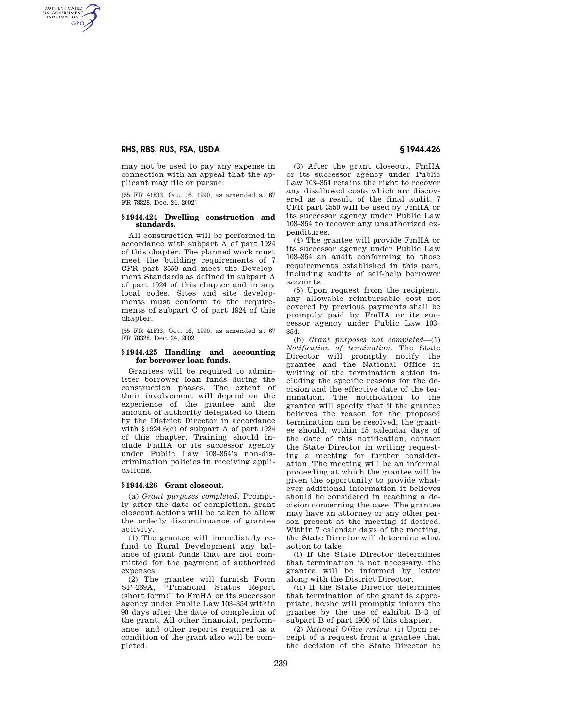may not be used to pay any expense in connection with an appeal that the applicant may file or pursue.

[55 FR 41833, Oct. 16, 1990, as amended at 67 FR 78328, Dec. 24, 2002]

### § 1944.424 Dwelling construction and standards.

All construction will be performed in accordance with subpart A of part 1924 of this chapter. The planned work must meet the building requirements of 7 CFR part 3550 and meet the Development Standards as defined in subpart A of part 1924 of this chapter and in any local codes. Sites and site developments must conform to the requirements of subpart C of part 1924 of this chapter.

[55 FR 41833, Oct. 16, 1990, as amended at 67 FR 78328, Dec. 24, 2002]

### § 1944.425 Handling and accounting for borrower loan funds.

Grantees will be required to administer borrower loan funds during the construction phases. The extent of their involvement will depend on the experience of the grantee and the amount of authority delegated to them by the District Director in accordance with § 1924.6(c) of subpart A of part 1924 of this chapter. Training should include FmHA or its successor agency under Public Law 103–354's non-discrimination policies in receiving applications.

### § 1944.426 Grant closeout.

(a) *Grant purposes completed.* Promptly after the date of completion, grant closeout actions will be taken to allow the orderly discontinuance of grantee activity.

(1) The grantee will immediately refund to Rural Development any balance of grant funds that are not committed for the payment of authorized expenses.

(2) The grantee will furnish Form SF–269A, "Financial Status Report (short form)" to FmHA or its successor agency under Public Law 103–354 within 90 days after the date of completion of the grant. All other financial, performance, and other reports required as a condition of the grant also will be completed.

(3) After the grant closeout, FmHA or its successor agency under Public Law 103–354 retains the right to recover any disallowed costs which are discovered as a result of the final audit. 7 CFR part 3550 will be used by FmHA or its successor agency under Public Law 103–354 to recover any unauthorized expenditures.

(4) The grantee will provide FmHA or its successor agency under Public Law 103–354 an audit conforming to those requirements established in this part, including audits of self-help borrower accounts.

(5) Upon request from the recipient, any allowable reimbursable cost not covered by previous payments shall be promptly paid by FmHA or its successor agency under Public Law 103–354.

(b) *Grant purposes not completed*—(1) *Notification of termination.* The State Director will promptly notify the grantee and the National Office in writing of the termination action including the specific reasons for the decision and the effective date of the termination. The notification to the grantee will specify that if the grantee believes the reason for the proposed termination can be resolved, the grantee should, within 15 calendar days of the date of this notification, contact the State Director in writing requesting a meeting for further consideration. The meeting will be an informal proceeding at which the grantee will be given the opportunity to provide whatever additional information it believes should be considered in reaching a decision concerning the case. The grantee may have an attorney or any other person present at the meeting if desired. Within 7 calendar days of the meeting, the State Director will determine what action to take.

(i) If the State Director determines that termination is not necessary, the grantee will be informed by letter along with the District Director.

(ii) If the State Director determines that termination of the grant is appropriate, he/she will promptly inform the grantee by the use of exhibit B–3 of subpart B of part 1900 of this chapter.

(2) *National Office review.* (i) Upon receipt of a request from a grantee that the decision of the State Director be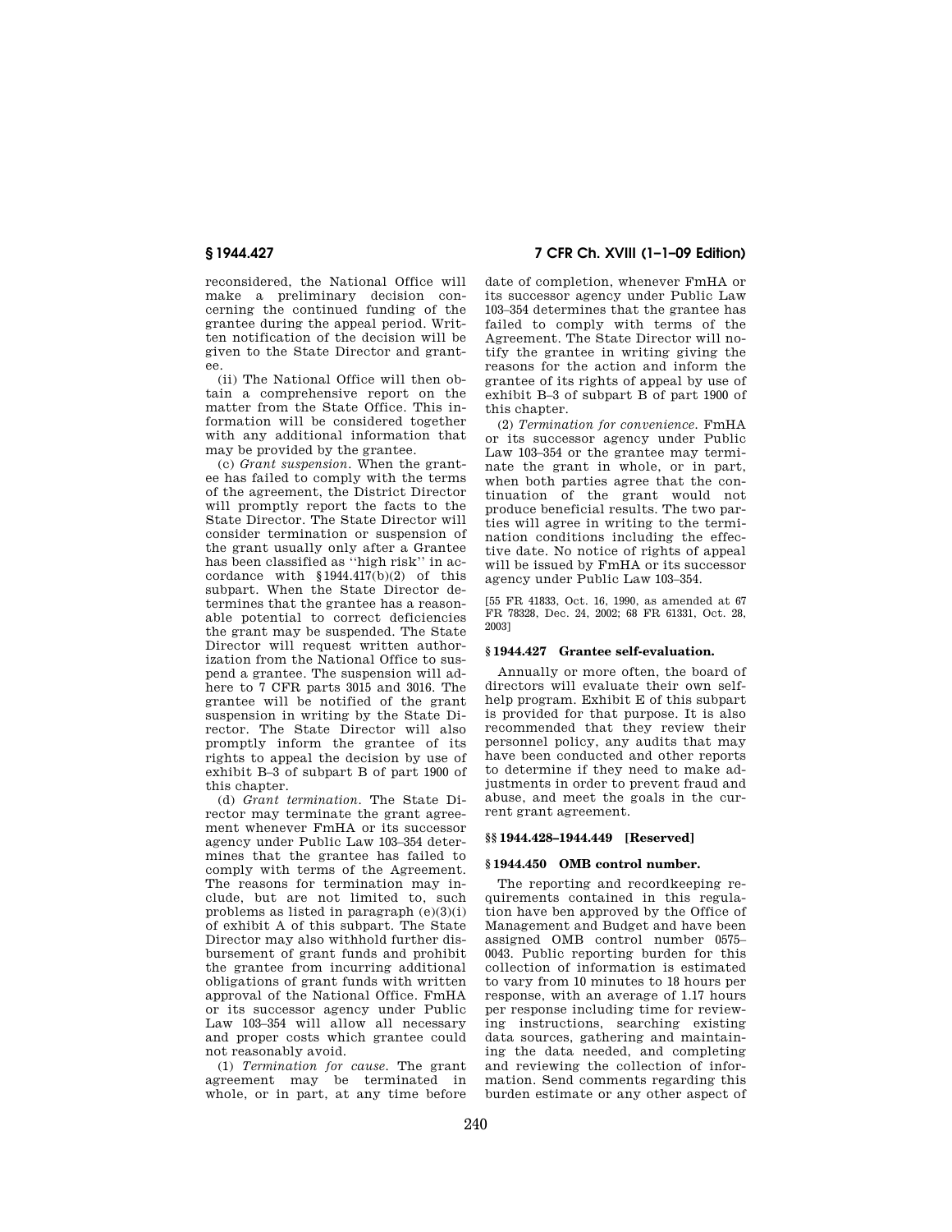reconsidered, the National Office will make a preliminary decision concerning the continued funding of the grantee during the appeal period. Written notification of the decision will be given to the State Director and grantee.

(ii) The National Office will then obtain a comprehensive report on the matter from the State Office. This information will be considered together with any additional information that may be provided by the grantee.

(c) *Grant suspension.* When the grantee has failed to comply with the terms of the agreement, the District Director will promptly report the facts to the State Director. The State Director will consider termination or suspension of the grant usually only after a Grantee has been classified as ''high risk'' in accordance with §1944.417(b)(2) of this subpart. When the State Director determines that the grantee has a reasonable potential to correct deficiencies the grant may be suspended. The State Director will request written authorization from the National Office to suspend a grantee. The suspension will adhere to 7 CFR parts 3015 and 3016. The grantee will be notified of the grant suspension in writing by the State Director. The State Director will also promptly inform the grantee of its rights to appeal the decision by use of exhibit B–3 of subpart B of part 1900 of this chapter.

(d) *Grant termination.* The State Director may terminate the grant agreement whenever FmHA or its successor agency under Public Law 103–354 determines that the grantee has failed to comply with terms of the Agreement. The reasons for termination may include, but are not limited to, such problems as listed in paragraph (e)(3)(i) of exhibit A of this subpart. The State Director may also withhold further disbursement of grant funds and prohibit the grantee from incurring additional obligations of grant funds with written approval of the National Office. FmHA or its successor agency under Public Law 103–354 will allow all necessary and proper costs which grantee could not reasonably avoid.

(1) *Termination for cause.* The grant agreement may be terminated in whole, or in part, at any time before date of completion, whenever FmHA or its successor agency under Public Law 103–354 determines that the grantee has failed to comply with terms of the Agreement. The State Director will notify the grantee in writing giving the reasons for the action and inform the grantee of its rights of appeal by use of exhibit B–3 of subpart B of part 1900 of this chapter.

(2) *Termination for convenience.* FmHA or its successor agency under Public Law 103–354 or the grantee may terminate the grant in whole, or in part, when both parties agree that the continuation of the grant would not produce beneficial results. The two parties will agree in writing to the termination conditions including the effective date. No notice of rights of appeal will be issued by FmHA or its successor agency under Public Law 103–354.

[55 FR 41833, Oct. 16, 1990, as amended at 67 FR 78328, Dec. 24, 2002; 68 FR 61331, Oct. 28, 2003]

## § 1944.427 Grantee self-evaluation.

Annually or more often, the board of directors will evaluate their own self-help program. Exhibit E of this subpart is provided for that purpose. It is also recommended that they review their personnel policy, any audits that may have been conducted and other reports to determine if they need to make adjustments in order to prevent fraud and abuse, and meet the goals in the current grant agreement.

## §§ 1944.428–1944.449 [Reserved]

## § 1944.450 OMB control number.

The reporting and recordkeeping requirements contained in this regulation have ben approved by the Office of Management and Budget and have been assigned OMB control number 0575–0043. Public reporting burden for this collection of information is estimated to vary from 10 minutes to 18 hours per response, with an average of 1.17 hours per response including time for reviewing instructions, searching existing data sources, gathering and maintaining the data needed, and completing and reviewing the collection of information. Send comments regarding this burden estimate or any other aspect of